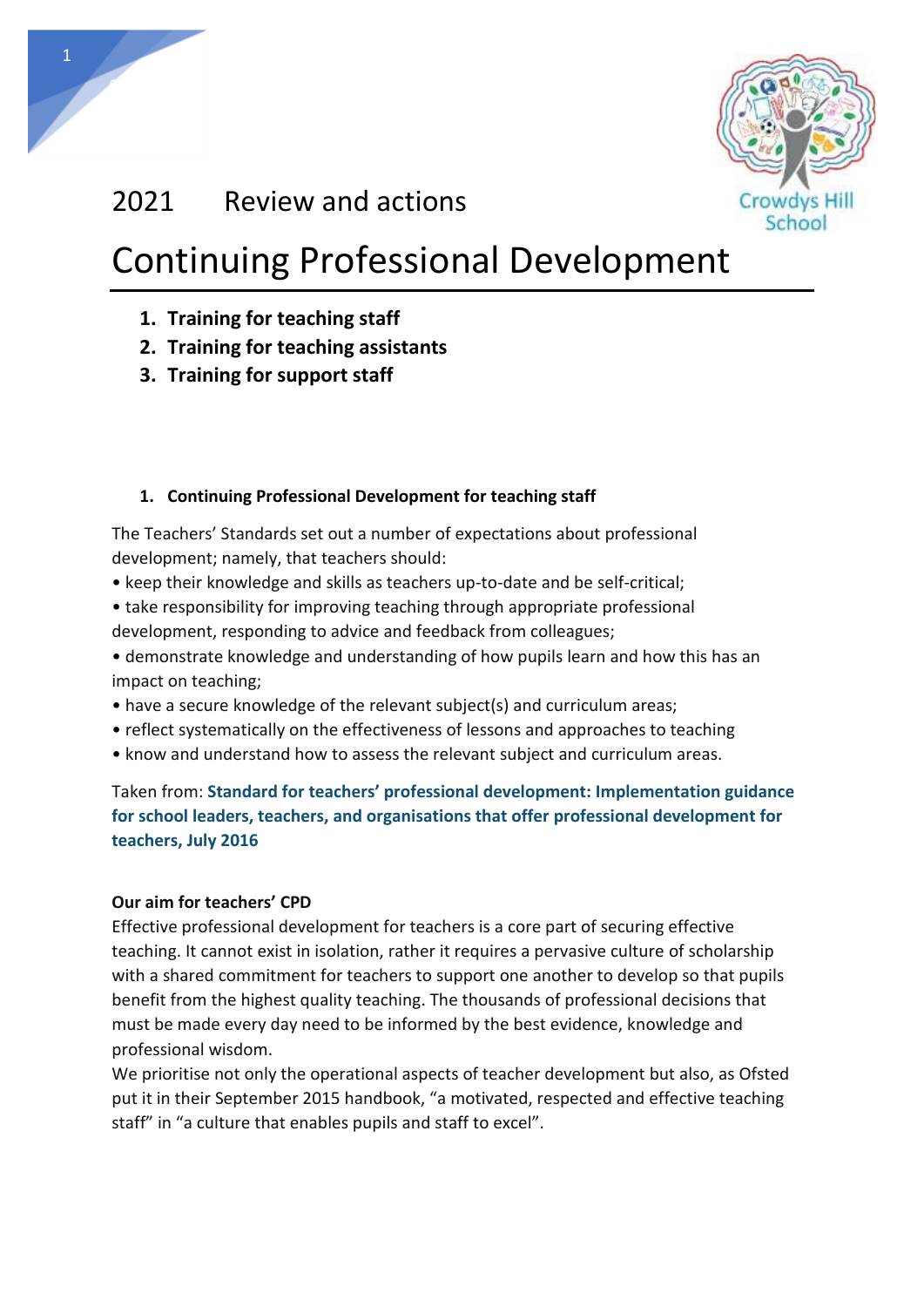2021 Review and actions

# Continuing Professional Development

1. **Training for teaching staff**
2. **Training for teaching assistants**
3. **Training for support staff**

## 1. Continuing Professional Development for teaching staff

The Teachers' Standards set out a number of expectations about professional development; namely, that teachers should:

- keep their knowledge and skills as teachers up-to-date and be self-critical;
- take responsibility for improving teaching through appropriate professional development, responding to advice and feedback from colleagues;
- demonstrate knowledge and understanding of how pupils learn and how this has an impact on teaching;
- have a secure knowledge of the relevant subject(s) and curriculum areas;
- reflect systematically on the effectiveness of lessons and approaches to teaching
- know and understand how to assess the relevant subject and curriculum areas.

Taken from: **Standard for teachers' professional development: Implementation guidance for school leaders, teachers, and organisations that offer professional development for teachers, July 2016**

**Our aim for teachers' CPD**

Effective professional development for teachers is a core part of securing effective teaching. It cannot exist in isolation, rather it requires a pervasive culture of scholarship with a shared commitment for teachers to support one another to develop so that pupils benefit from the highest quality teaching. The thousands of professional decisions that must be made every day need to be informed by the best evidence, knowledge and professional wisdom.

We prioritise not only the operational aspects of teacher development but also, as Ofsted put it in their September 2015 handbook, "a motivated, respected and effective teaching staff" in "a culture that enables pupils and staff to excel".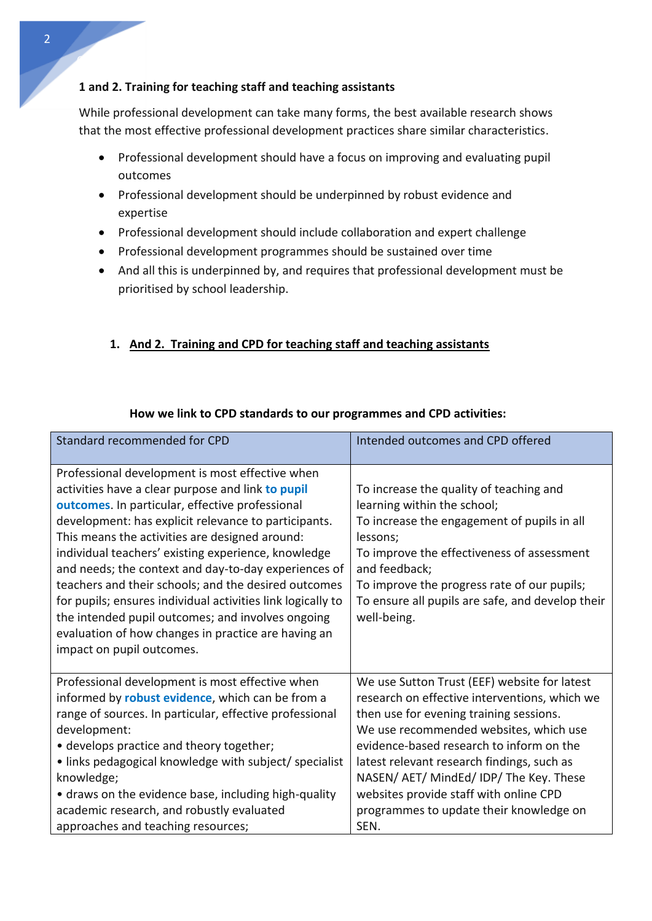**1 and 2. Training for teaching staff and teaching assistants**

While professional development can take many forms, the best available research shows that the most effective professional development practices share similar characteristics.

- Professional development should have a focus on improving and evaluating pupil outcomes
- Professional development should be underpinned by robust evidence and expertise
- Professional development should include collaboration and expert challenge
- Professional development programmes should be sustained over time
- And all this is underpinned by, and requires that professional development must be prioritised by school leadership.

1. **<u>And 2. Training and CPD for teaching staff and teaching assistants</u>**

**How we link to CPD standards to our programmes and CPD activities:**

| Standard recommended for CPD | Intended outcomes and CPD offered |
|---|---|
| Professional development is most effective when activities have a clear purpose and link **to pupil outcomes**. In particular, effective professional development: has explicit relevance to participants. This means the activities are designed around: individual teachers' existing experience, knowledge and needs; the context and day-to-day experiences of teachers and their schools; and the desired outcomes for pupils; ensures individual activities link logically to the intended pupil outcomes; and involves ongoing evaluation of how changes in practice are having an impact on pupil outcomes. | To increase the quality of teaching and learning within the school;<br>To increase the engagement of pupils in all lessons;<br>To improve the effectiveness of assessment and feedback;<br>To improve the progress rate of our pupils;<br>To ensure all pupils are safe, and develop their well-being. |
| Professional development is most effective when informed by **robust evidence**, which can be from a range of sources. In particular, effective professional development:<br>• develops practice and theory together;<br>• links pedagogical knowledge with subject/ specialist knowledge;<br>• draws on the evidence base, including high-quality academic research, and robustly evaluated approaches and teaching resources; | We use Sutton Trust (EEF) website for latest research on effective interventions, which we then use for evening training sessions.<br>We use recommended websites, which use evidence-based research to inform on the latest relevant research findings, such as NASEN/ AET/ MindEd/ IDP/ The Key. These websites provide staff with online CPD programmes to update their knowledge on SEN. |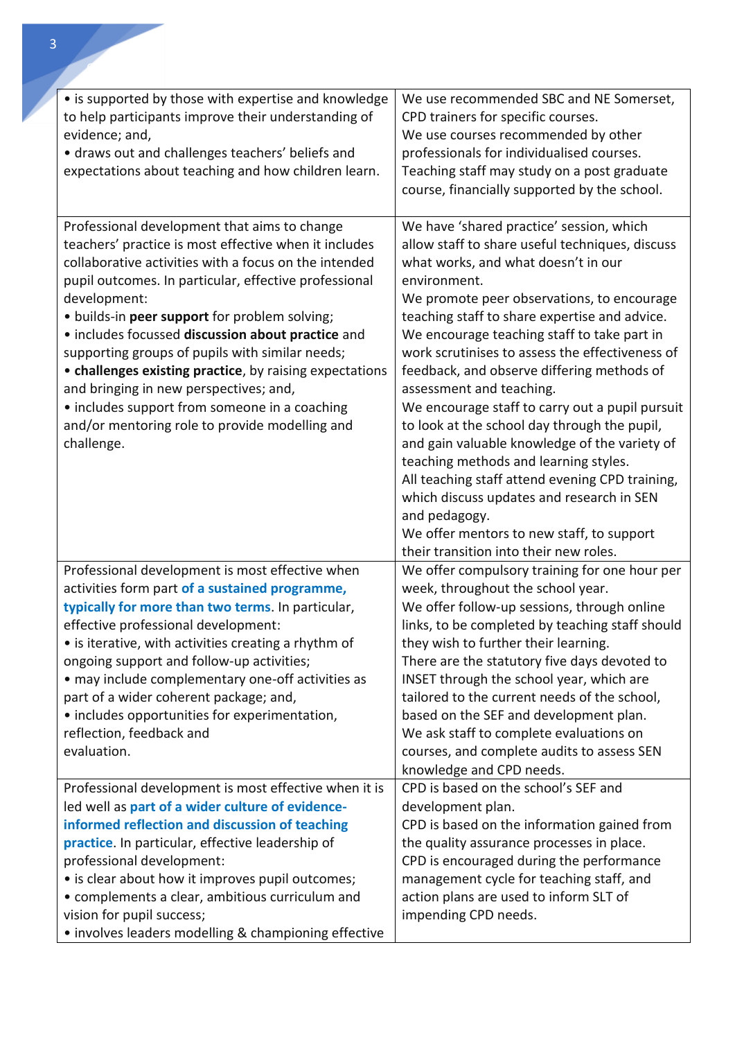| | |
|---|---|
| • is supported by those with expertise and knowledge to help participants improve their understanding of evidence; and,<br>• draws out and challenges teachers' beliefs and expectations about teaching and how children learn. | We use recommended SBC and NE Somerset, CPD trainers for specific courses.<br>We use courses recommended by other professionals for individualised courses.<br>Teaching staff may study on a post graduate course, financially supported by the school. |
| Professional development that aims to change teachers' practice is most effective when it includes collaborative activities with a focus on the intended pupil outcomes. In particular, effective professional development:<br>• builds-in **peer support** for problem solving;<br>• includes focussed **discussion about practice** and supporting groups of pupils with similar needs;<br>• **challenges existing practice**, by raising expectations and bringing in new perspectives; and,<br>• includes support from someone in a coaching and/or mentoring role to provide modelling and challenge. | We have 'shared practice' session, which allow staff to share useful techniques, discuss what works, and what doesn't in our environment.<br>We promote peer observations, to encourage teaching staff to share expertise and advice.<br>We encourage teaching staff to take part in work scrutinises to assess the effectiveness of feedback, and observe differing methods of assessment and teaching.<br>We encourage staff to carry out a pupil pursuit to look at the school day through the pupil, and gain valuable knowledge of the variety of teaching methods and learning styles.<br>All teaching staff attend evening CPD training, which discuss updates and research in SEN and pedagogy.<br>We offer mentors to new staff, to support their transition into their new roles. |
| Professional development is most effective when activities form part **of a sustained programme, typically for more than two terms**. In particular, effective professional development:<br>• is iterative, with activities creating a rhythm of ongoing support and follow-up activities;<br>• may include complementary one-off activities as part of a wider coherent package; and,<br>• includes opportunities for experimentation, reflection, feedback and evaluation. | We offer compulsory training for one hour per week, throughout the school year.<br>We offer follow-up sessions, through online links, to be completed by teaching staff should they wish to further their learning.<br>There are the statutory five days devoted to INSET through the school year, which are tailored to the current needs of the school, based on the SEF and development plan.<br>We ask staff to complete evaluations on courses, and complete audits to assess SEN knowledge and CPD needs. |
| Professional development is most effective when it is led well as **part of a wider culture of evidence-informed reflection and discussion of teaching practice**. In particular, effective leadership of professional development:<br>• is clear about how it improves pupil outcomes;<br>• complements a clear, ambitious curriculum and vision for pupil success;<br>• involves leaders modelling & championing effective | CPD is based on the school's SEF and development plan.<br>CPD is based on the information gained from the quality assurance processes in place.<br>CPD is encouraged during the performance management cycle for teaching staff, and action plans are used to inform SLT of impending CPD needs. |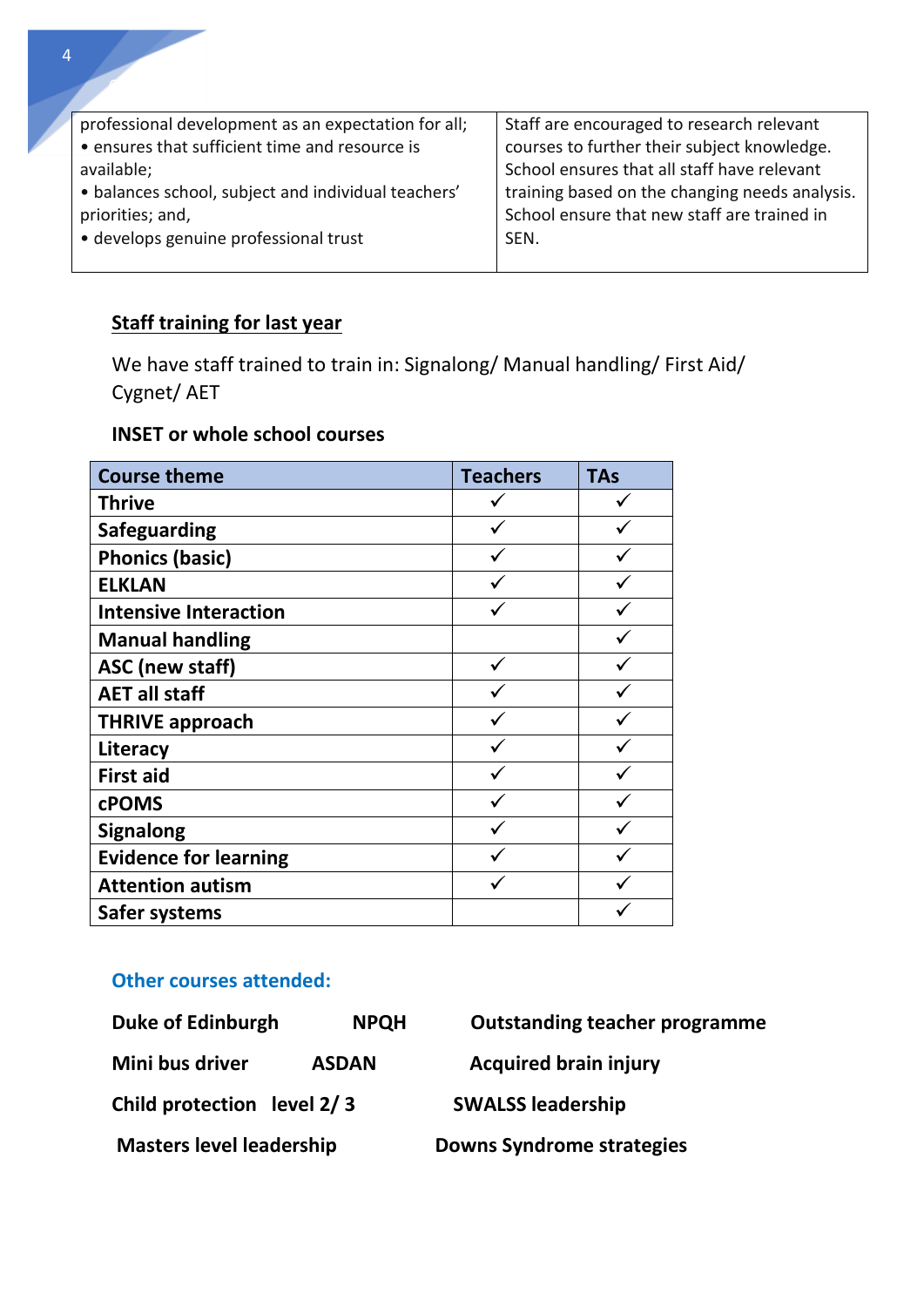| professional development as an expectation for all;<br>• ensures that sufficient time and resource is available;<br>• balances school, subject and individual teachers' priorities; and,<br>• develops genuine professional trust | Staff are encouraged to research relevant courses to further their subject knowledge. School ensures that all staff have relevant training based on the changing needs analysis. School ensure that new staff are trained in SEN. |
|---|---|

## <u>Staff training for last year</u>

We have staff trained to train in: Signalong/ Manual handling/ First Aid/ Cygnet/ AET

**INSET or whole school courses**

| Course theme | Teachers | TAs |
|---|---|---|
| Thrive | ✓ | ✓ |
| Safeguarding | ✓ | ✓ |
| Phonics (basic) | ✓ | ✓ |
| ELKLAN | ✓ | ✓ |
| Intensive Interaction | ✓ | ✓ |
| Manual handling | | ✓ |
| ASC (new staff) | ✓ | ✓ |
| AET all staff | ✓ | ✓ |
| THRIVE approach | ✓ | ✓ |
| Literacy | ✓ | ✓ |
| First aid | ✓ | ✓ |
| cPOMS | ✓ | ✓ |
| Signalong | ✓ | ✓ |
| Evidence for learning | ✓ | ✓ |
| Attention autism | ✓ | ✓ |
| Safer systems | | ✓ |

### Other courses attended:

**Duke of Edinburgh** **NPQH** **Outstanding teacher programme**

**Mini bus driver** **ASDAN** **Acquired brain injury**

**Child protection level 2/ 3** **SWALSS leadership**

**Masters level leadership** **Downs Syndrome strategies**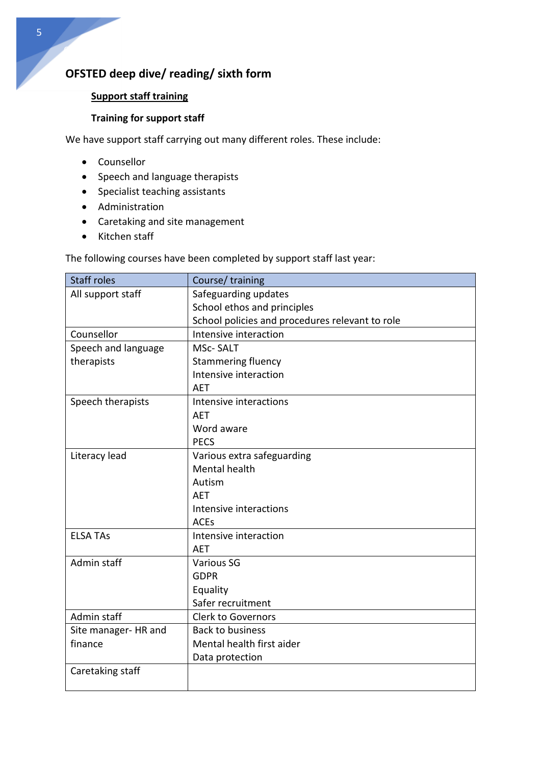## OFSTED deep dive/ reading/ sixth form

### Support staff training

**Training for support staff**

We have support staff carrying out many different roles. These include:

- Counsellor
- Speech and language therapists
- Specialist teaching assistants
- Administration
- Caretaking and site management
- Kitchen staff

The following courses have been completed by support staff last year:

| Staff roles | Course/ training |
|---|---|
| All support staff | Safeguarding updates<br>School ethos and principles<br>School policies and procedures relevant to role |
| Counsellor | Intensive interaction |
| Speech and language therapists | MSc- SALT<br>Stammering fluency<br>Intensive interaction<br>AET |
| Speech therapists | Intensive interactions<br>AET<br>Word aware<br>PECS |
| Literacy lead | Various extra safeguarding<br>Mental health<br>Autism<br>AET<br>Intensive interactions<br>ACEs |
| ELSA TAs | Intensive interaction<br>AET |
| Admin staff | Various SG<br>GDPR<br>Equality<br>Safer recruitment |
| Admin staff | Clerk to Governors |
| Site manager- HR and finance | Back to business<br>Mental health first aider<br>Data protection |
| Caretaking staff | |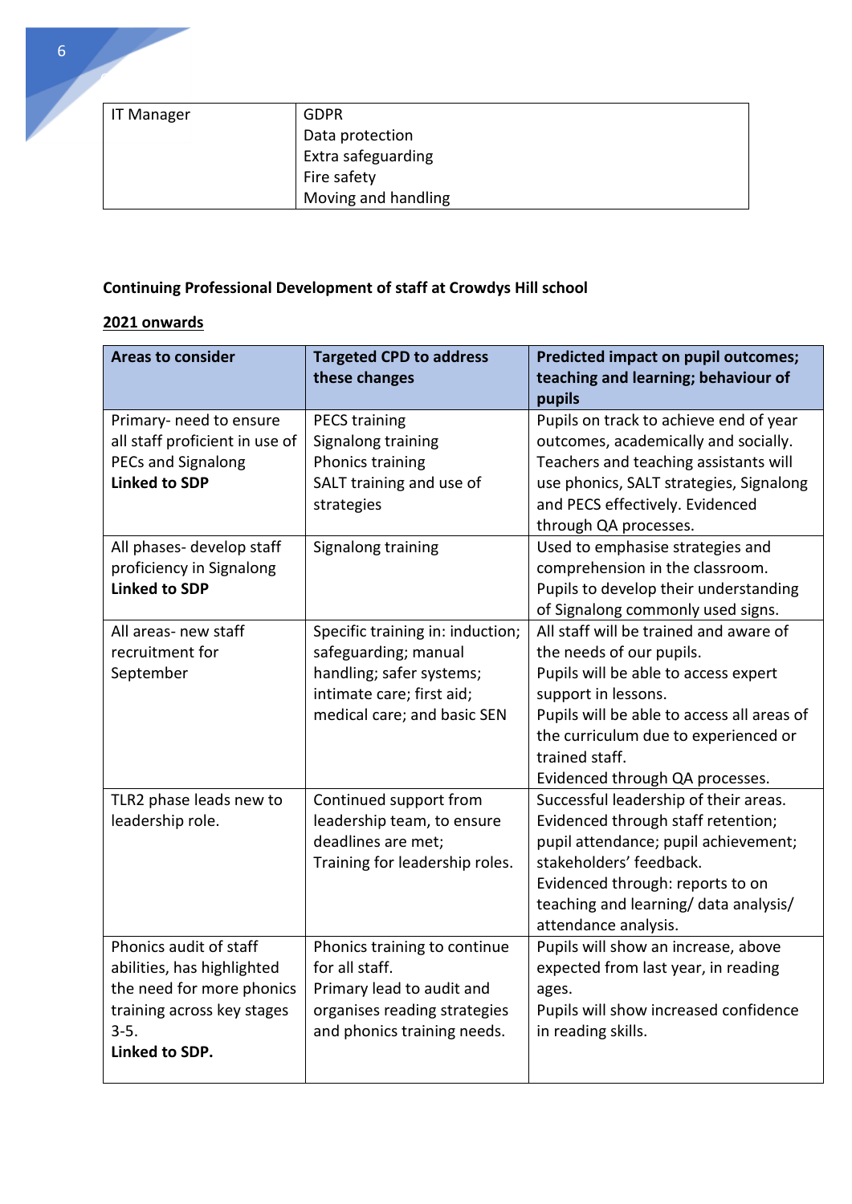| IT Manager | GDPR<br>Data protection<br>Extra safeguarding<br>Fire safety<br>Moving and handling |
|---|---|

**Continuing Professional Development of staff at Crowdys Hill school**

**2021 onwards**

| Areas to consider | Targeted CPD to address these changes | Predicted impact on pupil outcomes; teaching and learning; behaviour of pupils |
|---|---|---|
| Primary- need to ensure all staff proficient in use of PECs and Signalong<br>**Linked to SDP** | PECS training<br>Signalong training<br>Phonics training<br>SALT training and use of strategies | Pupils on track to achieve end of year outcomes, academically and socially. Teachers and teaching assistants will use phonics, SALT strategies, Signalong and PECS effectively. Evidenced through QA processes. |
| All phases- develop staff proficiency in Signalong<br>**Linked to SDP** | Signalong training | Used to emphasise strategies and comprehension in the classroom. Pupils to develop their understanding of Signalong commonly used signs. |
| All areas- new staff recruitment for September | Specific training in: induction; safeguarding; manual handling; safer systems; intimate care; first aid; medical care; and basic SEN | All staff will be trained and aware of the needs of our pupils.<br>Pupils will be able to access expert support in lessons.<br>Pupils will be able to access all areas of the curriculum due to experienced or trained staff.<br>Evidenced through QA processes. |
| TLR2 phase leads new to leadership role. | Continued support from leadership team, to ensure deadlines are met;<br>Training for leadership roles. | Successful leadership of their areas. Evidenced through staff retention; pupil attendance; pupil achievement; stakeholders' feedback.<br>Evidenced through: reports to on teaching and learning/ data analysis/ attendance analysis. |
| Phonics audit of staff abilities, has highlighted the need for more phonics training across key stages 3-5.<br>**Linked to SDP.** | Phonics training to continue for all staff.<br>Primary lead to audit and organises reading strategies and phonics training needs. | Pupils will show an increase, above expected from last year, in reading ages.<br>Pupils will show increased confidence in reading skills. |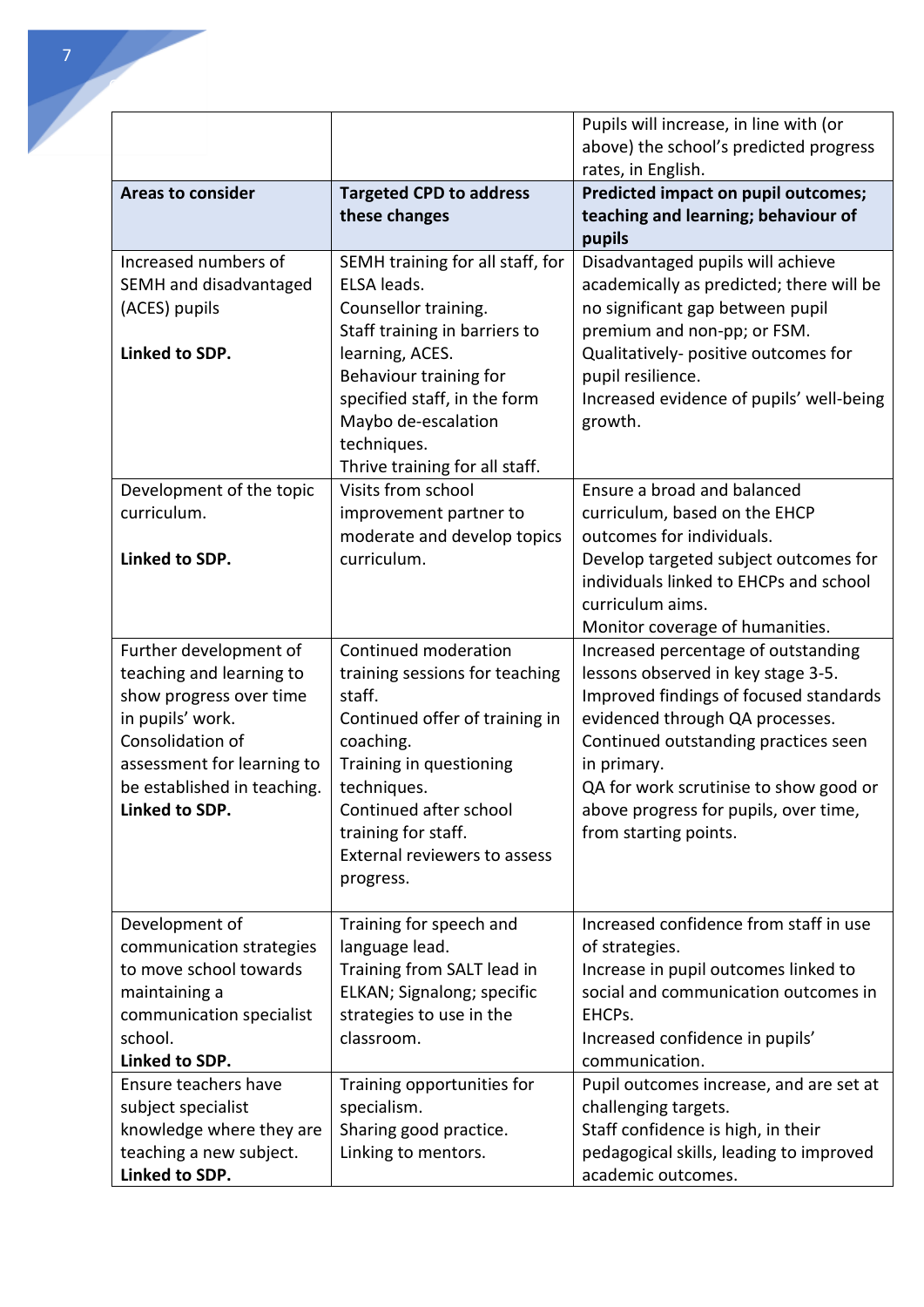| | | Pupils will increase, in line with (or above) the school's predicted progress rates, in English. |
|---|---|---|
| **Areas to consider** | **Targeted CPD to address these changes** | **Predicted impact on pupil outcomes; teaching and learning; behaviour of pupils** |
| Increased numbers of SEMH and disadvantaged (ACES) pupils<br><br>**Linked to SDP.** | SEMH training for all staff, for ELSA leads.<br>Counsellor training.<br>Staff training in barriers to learning, ACES.<br>Behaviour training for specified staff, in the form Maybo de-escalation techniques.<br>Thrive training for all staff. | Disadvantaged pupils will achieve academically as predicted; there will be no significant gap between pupil premium and non-pp; or FSM.<br>Qualitatively- positive outcomes for pupil resilience.<br>Increased evidence of pupils' well-being growth. |
| Development of the topic curriculum.<br><br>**Linked to SDP.** | Visits from school improvement partner to moderate and develop topics curriculum. | Ensure a broad and balanced curriculum, based on the EHCP outcomes for individuals.<br>Develop targeted subject outcomes for individuals linked to EHCPs and school curriculum aims.<br>Monitor coverage of humanities. |
| Further development of teaching and learning to show progress over time in pupils' work.<br>Consolidation of assessment for learning to be established in teaching.<br>**Linked to SDP.** | Continued moderation training sessions for teaching staff.<br>Continued offer of training in coaching.<br>Training in questioning techniques.<br>Continued after school training for staff.<br>External reviewers to assess progress. | Increased percentage of outstanding lessons observed in key stage 3-5.<br>Improved findings of focused standards evidenced through QA processes.<br>Continued outstanding practices seen in primary.<br>QA for work scrutinise to show good or above progress for pupils, over time, from starting points. |
| Development of communication strategies to move school towards maintaining a communication specialist school.<br>**Linked to SDP.** | Training for speech and language lead.<br>Training from SALT lead in ELKAN; Signalong; specific strategies to use in the classroom. | Increased confidence from staff in use of strategies.<br>Increase in pupil outcomes linked to social and communication outcomes in EHCPs.<br>Increased confidence in pupils' communication. |
| Ensure teachers have subject specialist knowledge where they are teaching a new subject.<br>**Linked to SDP.** | Training opportunities for specialism.<br>Sharing good practice.<br>Linking to mentors. | Pupil outcomes increase, and are set at challenging targets.<br>Staff confidence is high, in their pedagogical skills, leading to improved academic outcomes. |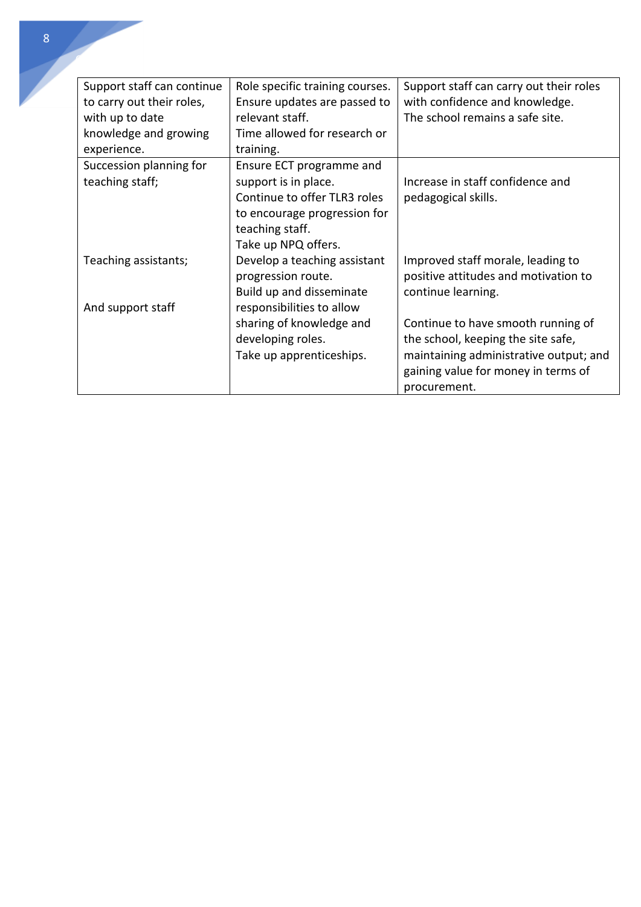| | | |
|---|---|---|
| Support staff can continue to carry out their roles, with up to date knowledge and growing experience. | Role specific training courses.<br>Ensure updates are passed to relevant staff.<br>Time allowed for research or training. | Support staff can carry out their roles with confidence and knowledge.<br>The school remains a safe site. |
| Succession planning for teaching staff;<br><br>Teaching assistants;<br><br>And support staff | Ensure ECT programme and support is in place.<br>Continue to offer TLR3 roles to encourage progression for teaching staff.<br>Take up NPQ offers.<br>Develop a teaching assistant progression route.<br>Build up and disseminate responsibilities to allow sharing of knowledge and developing roles.<br>Take up apprenticeships. | Increase in staff confidence and pedagogical skills.<br><br>Improved staff morale, leading to positive attitudes and motivation to continue learning.<br><br>Continue to have smooth running of the school, keeping the site safe, maintaining administrative output; and gaining value for money in terms of procurement. |